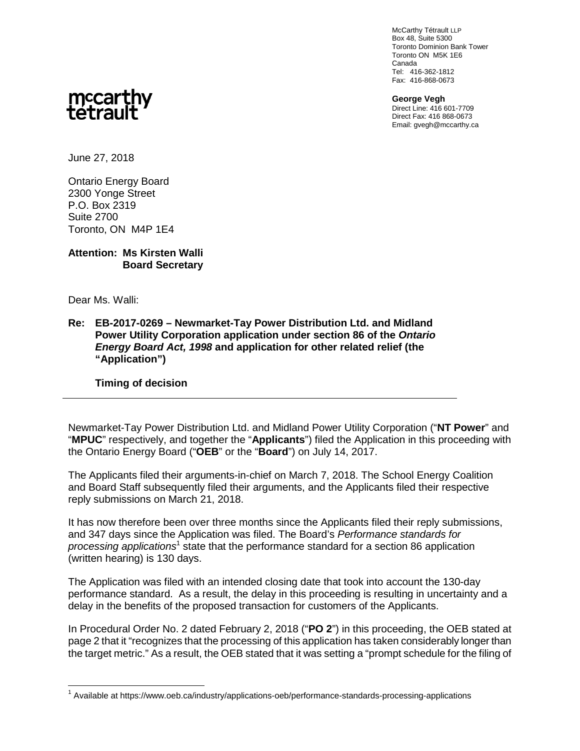McCarthy Tétrault LLP
Box 48, Suite 5300
Toronto Dominion Bank Tower
Toronto ON M5K 1E6
Canada
Tel: 416-362-1812
Fax: 416-868-0673

mccarthy tetrault

**George Vegh**
Direct Line: 416 601-7709
Direct Fax: 416 868-0673
Email: gvegh@mccarthy.ca

June 27, 2018

Ontario Energy Board
2300 Yonge Street
P.O. Box 2319
Suite 2700
Toronto, ON M4P 1E4

**Attention: Ms Kirsten Walli**
**Board Secretary**

Dear Ms. Walli:

**Re: EB-2017-0269 – Newmarket-Tay Power Distribution Ltd. and Midland Power Utility Corporation application under section 86 of the *Ontario Energy Board Act, 1998* and application for other related relief (the "Application")**

**Timing of decision**

---

Newmarket-Tay Power Distribution Ltd. and Midland Power Utility Corporation ("**NT Power**" and "**MPUC**" respectively, and together the "**Applicants**") filed the Application in this proceeding with the Ontario Energy Board ("**OEB**" or the "**Board**") on July 14, 2017.

The Applicants filed their arguments-in-chief on March 7, 2018. The School Energy Coalition and Board Staff subsequently filed their arguments, and the Applicants filed their respective reply submissions on March 21, 2018.

It has now therefore been over three months since the Applicants filed their reply submissions, and 347 days since the Application was filed. The Board's *Performance standards for processing applications*[1] state that the performance standard for a section 86 application (written hearing) is 130 days.

The Application was filed with an intended closing date that took into account the 130-day performance standard. As a result, the delay in this proceeding is resulting in uncertainty and a delay in the benefits of the proposed transaction for customers of the Applicants.

In Procedural Order No. 2 dated February 2, 2018 ("**PO 2**") in this proceeding, the OEB stated at page 2 that it "recognizes that the processing of this application has taken considerably longer than the target metric." As a result, the OEB stated that it was setting a "prompt schedule for the filing of

---

[1] Available at https://www.oeb.ca/industry/applications-oeb/performance-standards-processing-applications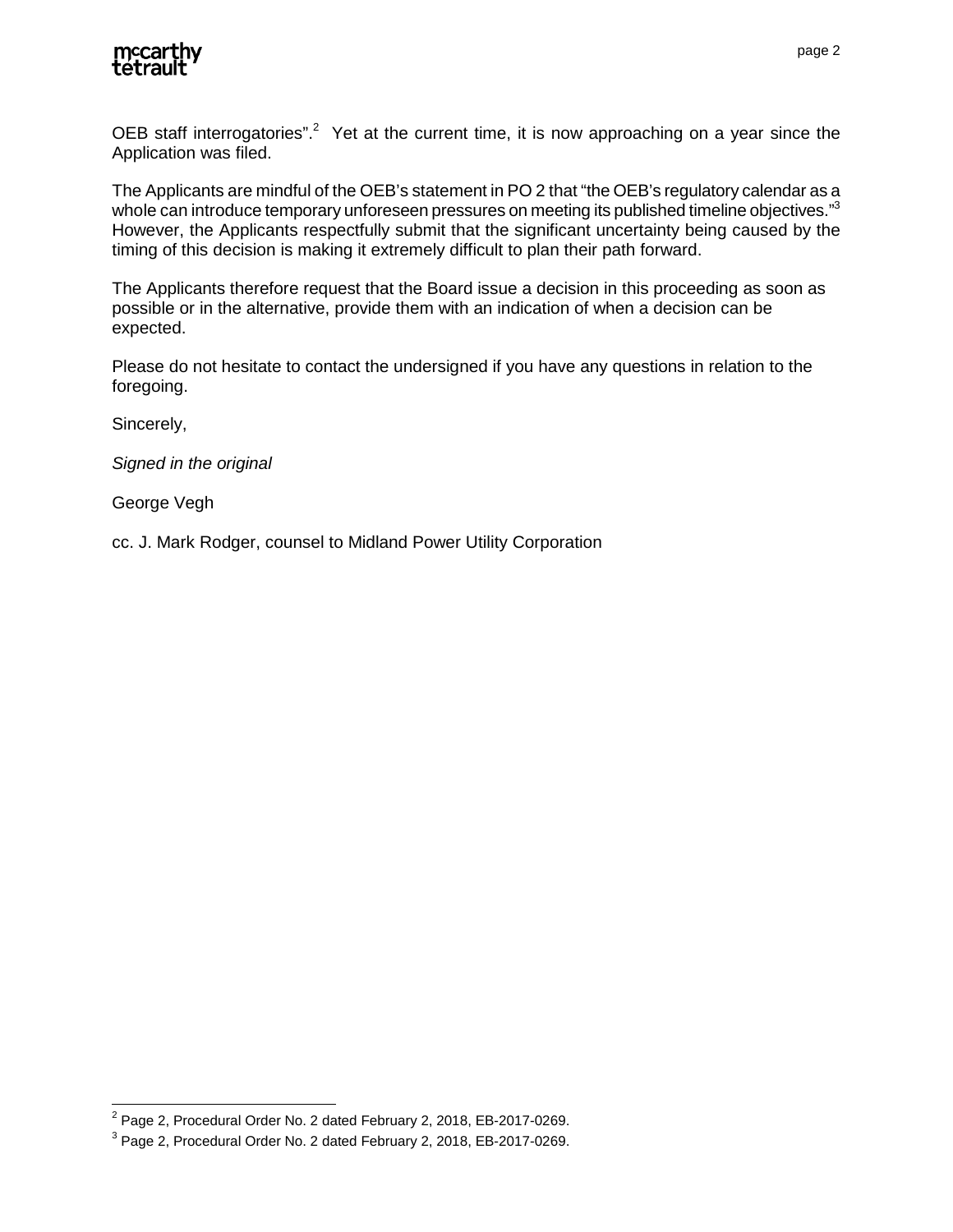OEB staff interrogatories".[2] Yet at the current time, it is now approaching on a year since the Application was filed.

The Applicants are mindful of the OEB's statement in PO 2 that "the OEB's regulatory calendar as a whole can introduce temporary unforeseen pressures on meeting its published timeline objectives."[3] However, the Applicants respectfully submit that the significant uncertainty being caused by the timing of this decision is making it extremely difficult to plan their path forward.

The Applicants therefore request that the Board issue a decision in this proceeding as soon as possible or in the alternative, provide them with an indication of when a decision can be expected.

Please do not hesitate to contact the undersigned if you have any questions in relation to the foregoing.

Sincerely,

*Signed in the original*

George Vegh

cc. J. Mark Rodger, counsel to Midland Power Utility Corporation

---

[2] Page 2, Procedural Order No. 2 dated February 2, 2018, EB-2017-0269.

[3] Page 2, Procedural Order No. 2 dated February 2, 2018, EB-2017-0269.